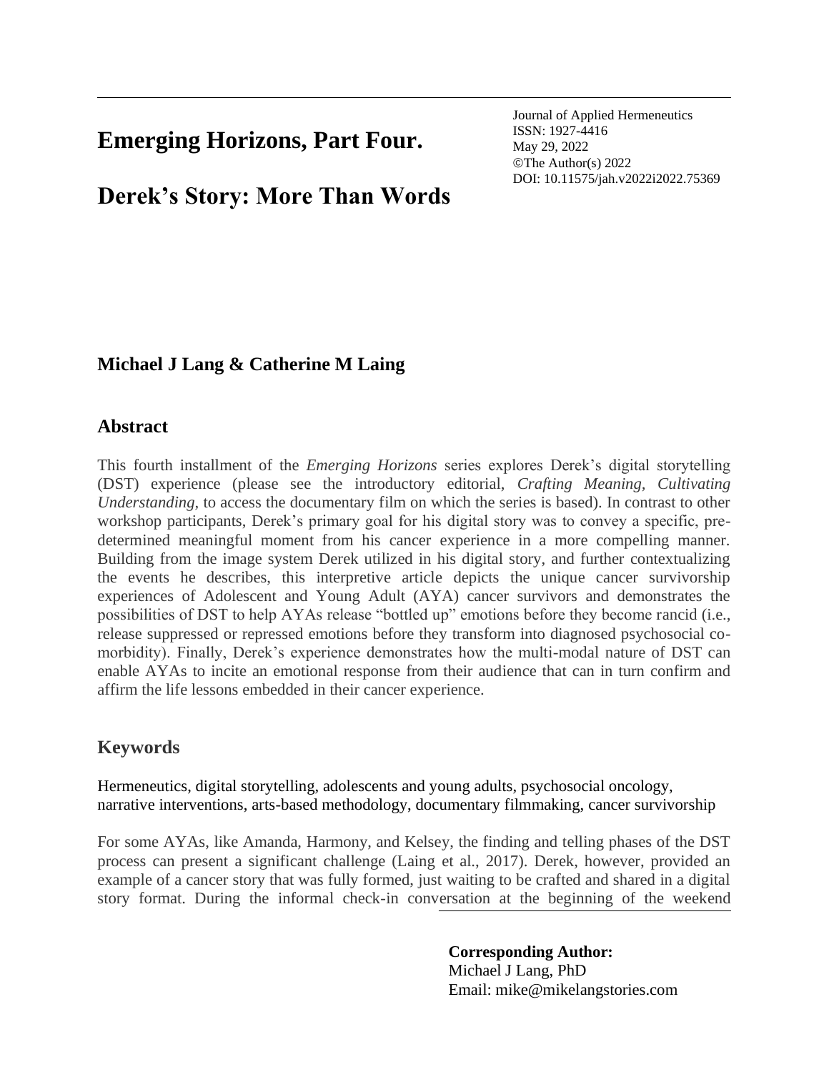# Emerging Horizons, Part Four.

# Derek's Story: More Than Words

Journal of Applied Hermeneutics
ISSN: 1927-4416
May 29, 2022
©The Author(s) 2022
DOI: 10.11575/jah.v2022i2022.75369

**Michael J Lang & Catherine M Laing**

## Abstract

This fourth installment of the *Emerging Horizons* series explores Derek's digital storytelling (DST) experience (please see the introductory editorial, *Crafting Meaning, Cultivating Understanding,* to access the documentary film on which the series is based). In contrast to other workshop participants, Derek's primary goal for his digital story was to convey a specific, pre-determined meaningful moment from his cancer experience in a more compelling manner. Building from the image system Derek utilized in his digital story, and further contextualizing the events he describes, this interpretive article depicts the unique cancer survivorship experiences of Adolescent and Young Adult (AYA) cancer survivors and demonstrates the possibilities of DST to help AYAs release "bottled up" emotions before they become rancid (i.e., release suppressed or repressed emotions before they transform into diagnosed psychosocial co-morbidity). Finally, Derek's experience demonstrates how the multi-modal nature of DST can enable AYAs to incite an emotional response from their audience that can in turn confirm and affirm the life lessons embedded in their cancer experience.

## Keywords

Hermeneutics, digital storytelling, adolescents and young adults, psychosocial oncology, narrative interventions, arts-based methodology, documentary filmmaking, cancer survivorship

For some AYAs, like Amanda, Harmony, and Kelsey, the finding and telling phases of the DST process can present a significant challenge (Laing et al., 2017). Derek, however, provided an example of a cancer story that was fully formed, just waiting to be crafted and shared in a digital story format. During the informal check-in conversation at the beginning of the weekend

**Corresponding Author:**
Michael J Lang, PhD
Email: mike@mikelangstories.com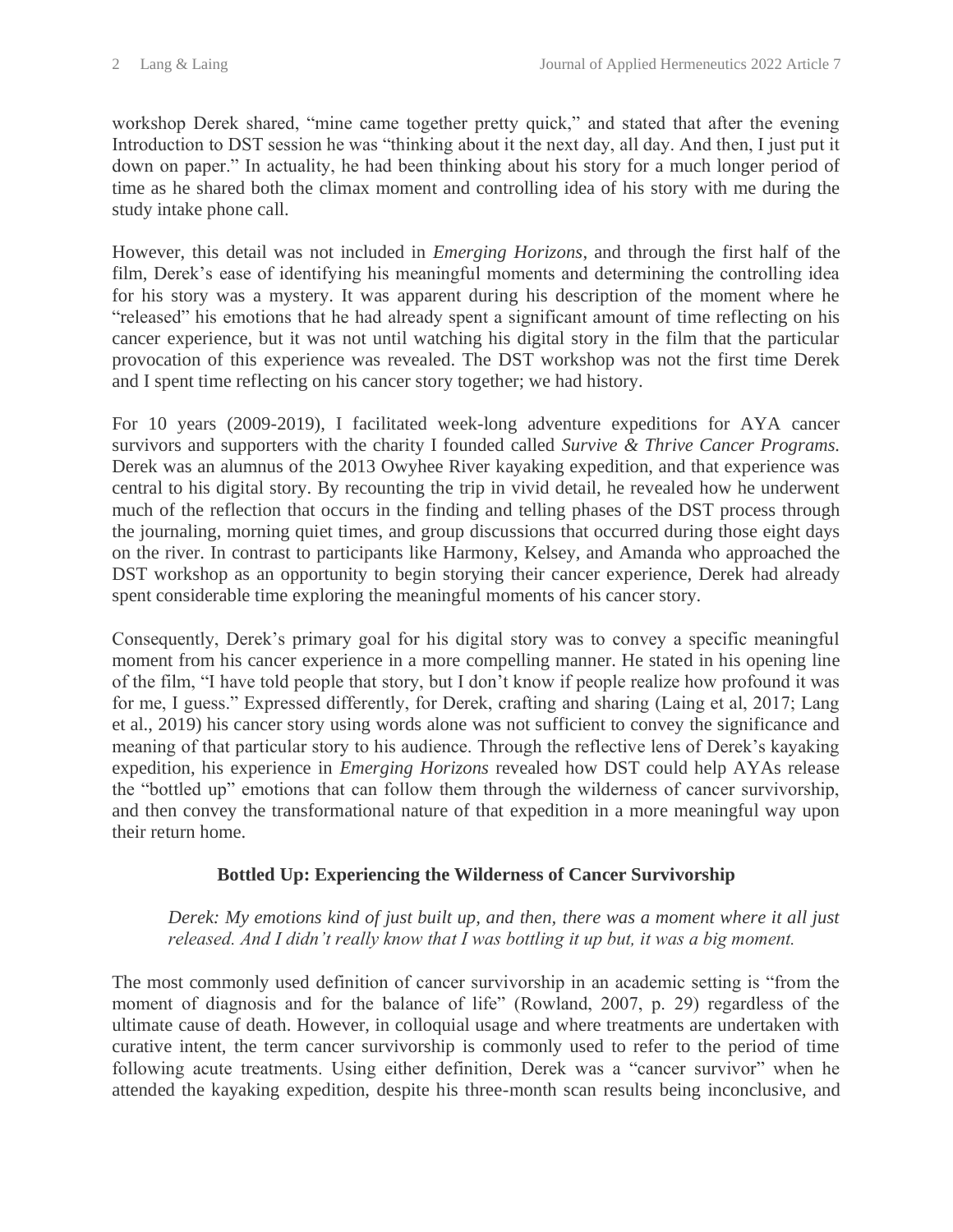workshop Derek shared, "mine came together pretty quick," and stated that after the evening Introduction to DST session he was "thinking about it the next day, all day. And then, I just put it down on paper." In actuality, he had been thinking about his story for a much longer period of time as he shared both the climax moment and controlling idea of his story with me during the study intake phone call.

However, this detail was not included in *Emerging Horizons*, and through the first half of the film, Derek's ease of identifying his meaningful moments and determining the controlling idea for his story was a mystery. It was apparent during his description of the moment where he "released" his emotions that he had already spent a significant amount of time reflecting on his cancer experience, but it was not until watching his digital story in the film that the particular provocation of this experience was revealed. The DST workshop was not the first time Derek and I spent time reflecting on his cancer story together; we had history.

For 10 years (2009-2019), I facilitated week-long adventure expeditions for AYA cancer survivors and supporters with the charity I founded called *Survive & Thrive Cancer Programs.* Derek was an alumnus of the 2013 Owyhee River kayaking expedition, and that experience was central to his digital story. By recounting the trip in vivid detail, he revealed how he underwent much of the reflection that occurs in the finding and telling phases of the DST process through the journaling, morning quiet times, and group discussions that occurred during those eight days on the river. In contrast to participants like Harmony, Kelsey, and Amanda who approached the DST workshop as an opportunity to begin storying their cancer experience, Derek had already spent considerable time exploring the meaningful moments of his cancer story.

Consequently, Derek's primary goal for his digital story was to convey a specific meaningful moment from his cancer experience in a more compelling manner. He stated in his opening line of the film, "I have told people that story, but I don't know if people realize how profound it was for me, I guess." Expressed differently, for Derek, crafting and sharing (Laing et al, 2017; Lang et al., 2019) his cancer story using words alone was not sufficient to convey the significance and meaning of that particular story to his audience. Through the reflective lens of Derek's kayaking expedition, his experience in *Emerging Horizons* revealed how DST could help AYAs release the "bottled up" emotions that can follow them through the wilderness of cancer survivorship, and then convey the transformational nature of that expedition in a more meaningful way upon their return home.

### Bottled Up: Experiencing the Wilderness of Cancer Survivorship

> *Derek: My emotions kind of just built up, and then, there was a moment where it all just released. And I didn't really know that I was bottling it up but, it was a big moment.*

The most commonly used definition of cancer survivorship in an academic setting is "from the moment of diagnosis and for the balance of life" (Rowland, 2007, p. 29) regardless of the ultimate cause of death. However, in colloquial usage and where treatments are undertaken with curative intent, the term cancer survivorship is commonly used to refer to the period of time following acute treatments. Using either definition, Derek was a "cancer survivor" when he attended the kayaking expedition, despite his three-month scan results being inconclusive, and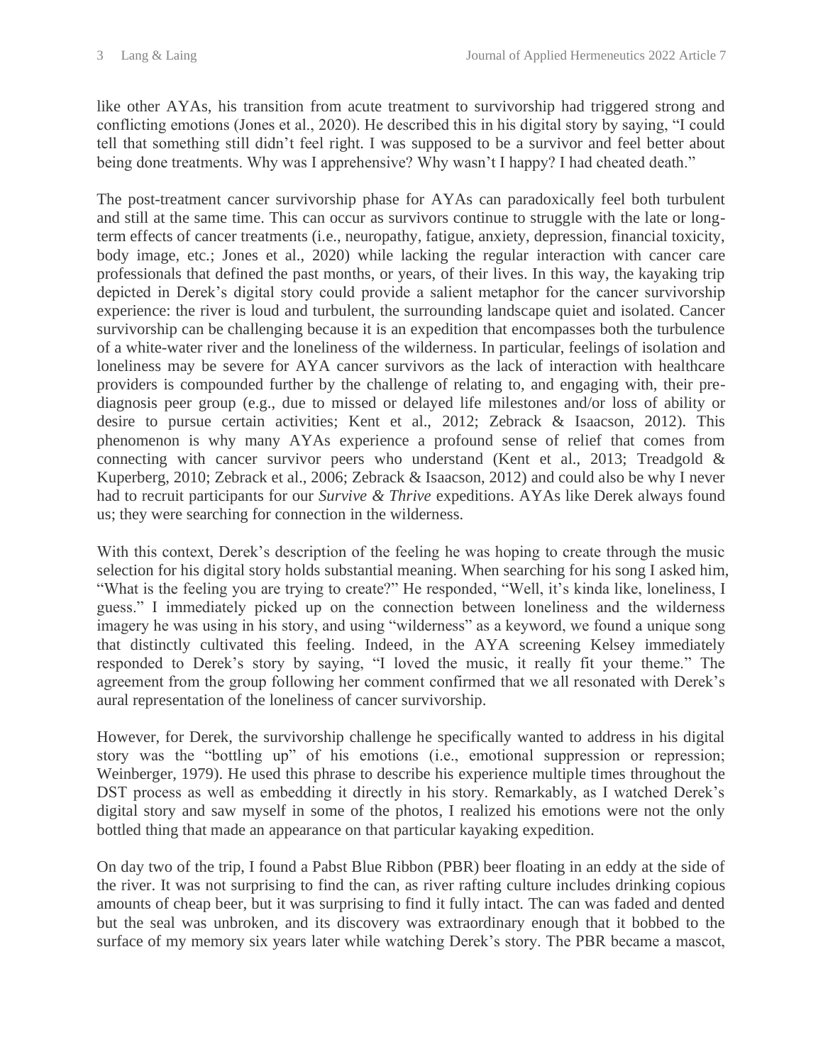like other AYAs, his transition from acute treatment to survivorship had triggered strong and conflicting emotions (Jones et al., 2020). He described this in his digital story by saying, "I could tell that something still didn't feel right. I was supposed to be a survivor and feel better about being done treatments. Why was I apprehensive? Why wasn't I happy? I had cheated death."

The post-treatment cancer survivorship phase for AYAs can paradoxically feel both turbulent and still at the same time. This can occur as survivors continue to struggle with the late or long-term effects of cancer treatments (i.e., neuropathy, fatigue, anxiety, depression, financial toxicity, body image, etc.; Jones et al., 2020) while lacking the regular interaction with cancer care professionals that defined the past months, or years, of their lives. In this way, the kayaking trip depicted in Derek's digital story could provide a salient metaphor for the cancer survivorship experience: the river is loud and turbulent, the surrounding landscape quiet and isolated. Cancer survivorship can be challenging because it is an expedition that encompasses both the turbulence of a white-water river and the loneliness of the wilderness. In particular, feelings of isolation and loneliness may be severe for AYA cancer survivors as the lack of interaction with healthcare providers is compounded further by the challenge of relating to, and engaging with, their pre-diagnosis peer group (e.g., due to missed or delayed life milestones and/or loss of ability or desire to pursue certain activities; Kent et al., 2012; Zebrack & Isaacson, 2012). This phenomenon is why many AYAs experience a profound sense of relief that comes from connecting with cancer survivor peers who understand (Kent et al., 2013; Treadgold & Kuperberg, 2010; Zebrack et al., 2006; Zebrack & Isaacson, 2012) and could also be why I never had to recruit participants for our *Survive & Thrive* expeditions. AYAs like Derek always found us; they were searching for connection in the wilderness.

With this context, Derek's description of the feeling he was hoping to create through the music selection for his digital story holds substantial meaning. When searching for his song I asked him, "What is the feeling you are trying to create?" He responded, "Well, it's kinda like, loneliness, I guess." I immediately picked up on the connection between loneliness and the wilderness imagery he was using in his story, and using "wilderness" as a keyword, we found a unique song that distinctly cultivated this feeling. Indeed, in the AYA screening Kelsey immediately responded to Derek's story by saying, "I loved the music, it really fit your theme." The agreement from the group following her comment confirmed that we all resonated with Derek's aural representation of the loneliness of cancer survivorship.

However, for Derek, the survivorship challenge he specifically wanted to address in his digital story was the "bottling up" of his emotions (i.e., emotional suppression or repression; Weinberger, 1979). He used this phrase to describe his experience multiple times throughout the DST process as well as embedding it directly in his story. Remarkably, as I watched Derek's digital story and saw myself in some of the photos, I realized his emotions were not the only bottled thing that made an appearance on that particular kayaking expedition.

On day two of the trip, I found a Pabst Blue Ribbon (PBR) beer floating in an eddy at the side of the river. It was not surprising to find the can, as river rafting culture includes drinking copious amounts of cheap beer, but it was surprising to find it fully intact. The can was faded and dented but the seal was unbroken, and its discovery was extraordinary enough that it bobbed to the surface of my memory six years later while watching Derek's story. The PBR became a mascot,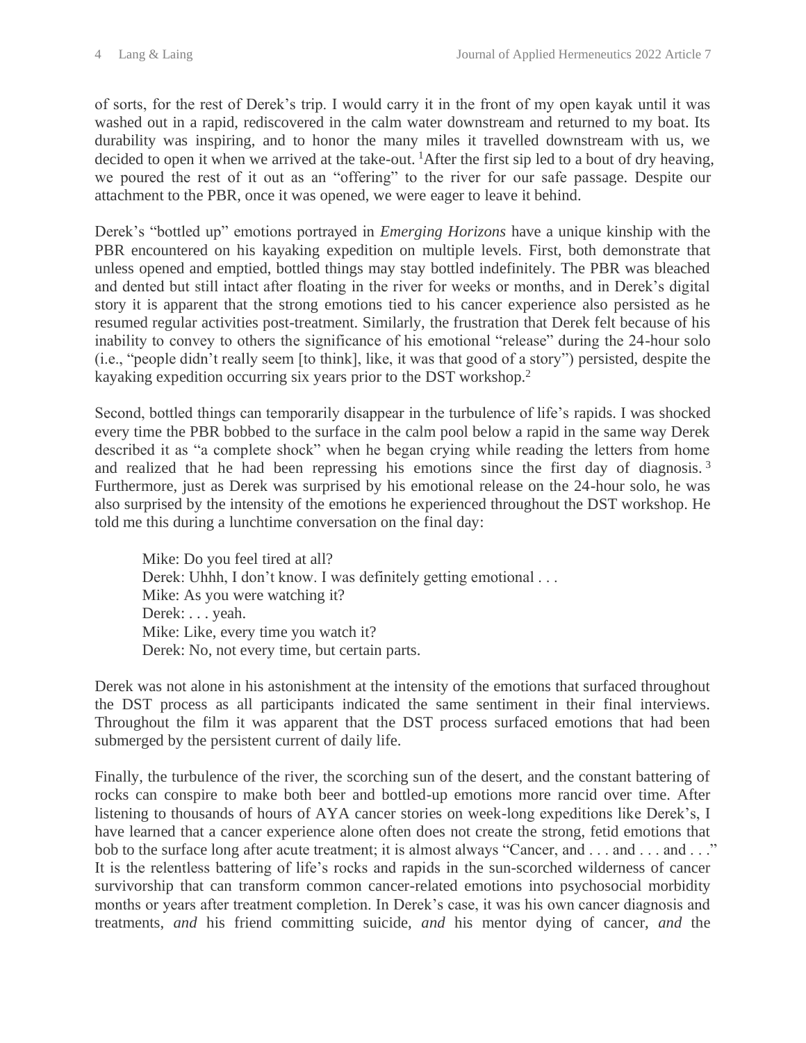of sorts, for the rest of Derek's trip. I would carry it in the front of my open kayak until it was washed out in a rapid, rediscovered in the calm water downstream and returned to my boat. Its durability was inspiring, and to honor the many miles it travelled downstream with us, we decided to open it when we arrived at the take-out. [1]After the first sip led to a bout of dry heaving, we poured the rest of it out as an "offering" to the river for our safe passage. Despite our attachment to the PBR, once it was opened, we were eager to leave it behind.

Derek's "bottled up" emotions portrayed in *Emerging Horizons* have a unique kinship with the PBR encountered on his kayaking expedition on multiple levels. First, both demonstrate that unless opened and emptied, bottled things may stay bottled indefinitely. The PBR was bleached and dented but still intact after floating in the river for weeks or months, and in Derek's digital story it is apparent that the strong emotions tied to his cancer experience also persisted as he resumed regular activities post-treatment. Similarly, the frustration that Derek felt because of his inability to convey to others the significance of his emotional "release" during the 24-hour solo (i.e., "people didn't really seem [to think], like, it was that good of a story") persisted, despite the kayaking expedition occurring six years prior to the DST workshop.[2]

Second, bottled things can temporarily disappear in the turbulence of life's rapids. I was shocked every time the PBR bobbed to the surface in the calm pool below a rapid in the same way Derek described it as "a complete shock" when he began crying while reading the letters from home and realized that he had been repressing his emotions since the first day of diagnosis. [3] Furthermore, just as Derek was surprised by his emotional release on the 24-hour solo, he was also surprised by the intensity of the emotions he experienced throughout the DST workshop. He told me this during a lunchtime conversation on the final day:

> Mike: Do you feel tired at all?
> Derek: Uhhh, I don't know. I was definitely getting emotional . . .
> Mike: As you were watching it?
> Derek: . . . yeah.
> Mike: Like, every time you watch it?
> Derek: No, not every time, but certain parts.

Derek was not alone in his astonishment at the intensity of the emotions that surfaced throughout the DST process as all participants indicated the same sentiment in their final interviews. Throughout the film it was apparent that the DST process surfaced emotions that had been submerged by the persistent current of daily life.

Finally, the turbulence of the river, the scorching sun of the desert, and the constant battering of rocks can conspire to make both beer and bottled-up emotions more rancid over time. After listening to thousands of hours of AYA cancer stories on week-long expeditions like Derek's, I have learned that a cancer experience alone often does not create the strong, fetid emotions that bob to the surface long after acute treatment; it is almost always "Cancer, and . . . and . . . and . . ." It is the relentless battering of life's rocks and rapids in the sun-scorched wilderness of cancer survivorship that can transform common cancer-related emotions into psychosocial morbidity months or years after treatment completion. In Derek's case, it was his own cancer diagnosis and treatments, *and* his friend committing suicide, *and* his mentor dying of cancer, *and* the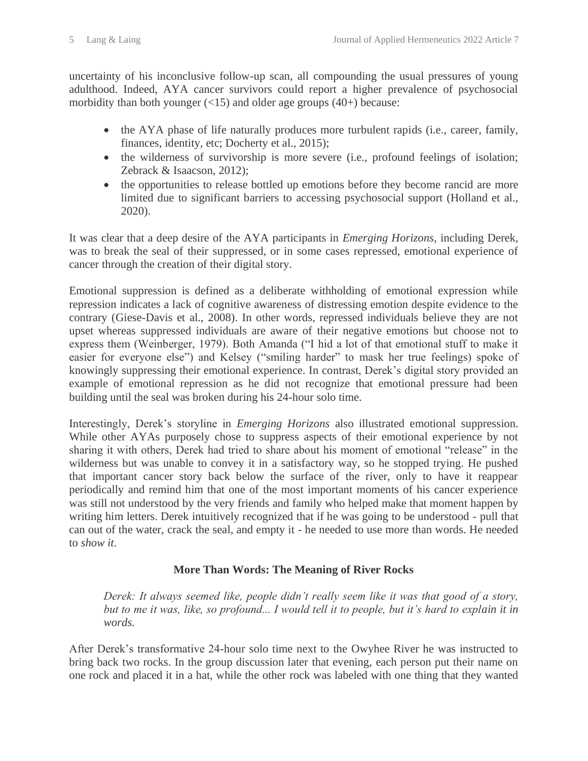uncertainty of his inconclusive follow-up scan, all compounding the usual pressures of young adulthood. Indeed, AYA cancer survivors could report a higher prevalence of psychosocial morbidity than both younger (<15) and older age groups (40+) because:

- the AYA phase of life naturally produces more turbulent rapids (i.e., career, family, finances, identity, etc; Docherty et al., 2015);
- the wilderness of survivorship is more severe (i.e., profound feelings of isolation; Zebrack & Isaacson, 2012);
- the opportunities to release bottled up emotions before they become rancid are more limited due to significant barriers to accessing psychosocial support (Holland et al., 2020).

It was clear that a deep desire of the AYA participants in *Emerging Horizons*, including Derek, was to break the seal of their suppressed, or in some cases repressed, emotional experience of cancer through the creation of their digital story.

Emotional suppression is defined as a deliberate withholding of emotional expression while repression indicates a lack of cognitive awareness of distressing emotion despite evidence to the contrary (Giese-Davis et al., 2008). In other words, repressed individuals believe they are not upset whereas suppressed individuals are aware of their negative emotions but choose not to express them (Weinberger, 1979). Both Amanda ("I hid a lot of that emotional stuff to make it easier for everyone else") and Kelsey ("smiling harder" to mask her true feelings) spoke of knowingly suppressing their emotional experience. In contrast, Derek's digital story provided an example of emotional repression as he did not recognize that emotional pressure had been building until the seal was broken during his 24-hour solo time.

Interestingly, Derek's storyline in *Emerging Horizons* also illustrated emotional suppression. While other AYAs purposely chose to suppress aspects of their emotional experience by not sharing it with others, Derek had tried to share about his moment of emotional "release" in the wilderness but was unable to convey it in a satisfactory way, so he stopped trying. He pushed that important cancer story back below the surface of the river, only to have it reappear periodically and remind him that one of the most important moments of his cancer experience was still not understood by the very friends and family who helped make that moment happen by writing him letters. Derek intuitively recognized that if he was going to be understood - pull that can out of the water, crack the seal, and empty it - he needed to use more than words. He needed to *show it*.

### More Than Words: The Meaning of River Rocks

> *Derek: It always seemed like, people didn't really seem like it was that good of a story, but to me it was, like, so profound... I would tell it to people, but it's hard to explain it in words.*

After Derek's transformative 24-hour solo time next to the Owyhee River he was instructed to bring back two rocks. In the group discussion later that evening, each person put their name on one rock and placed it in a hat, while the other rock was labeled with one thing that they wanted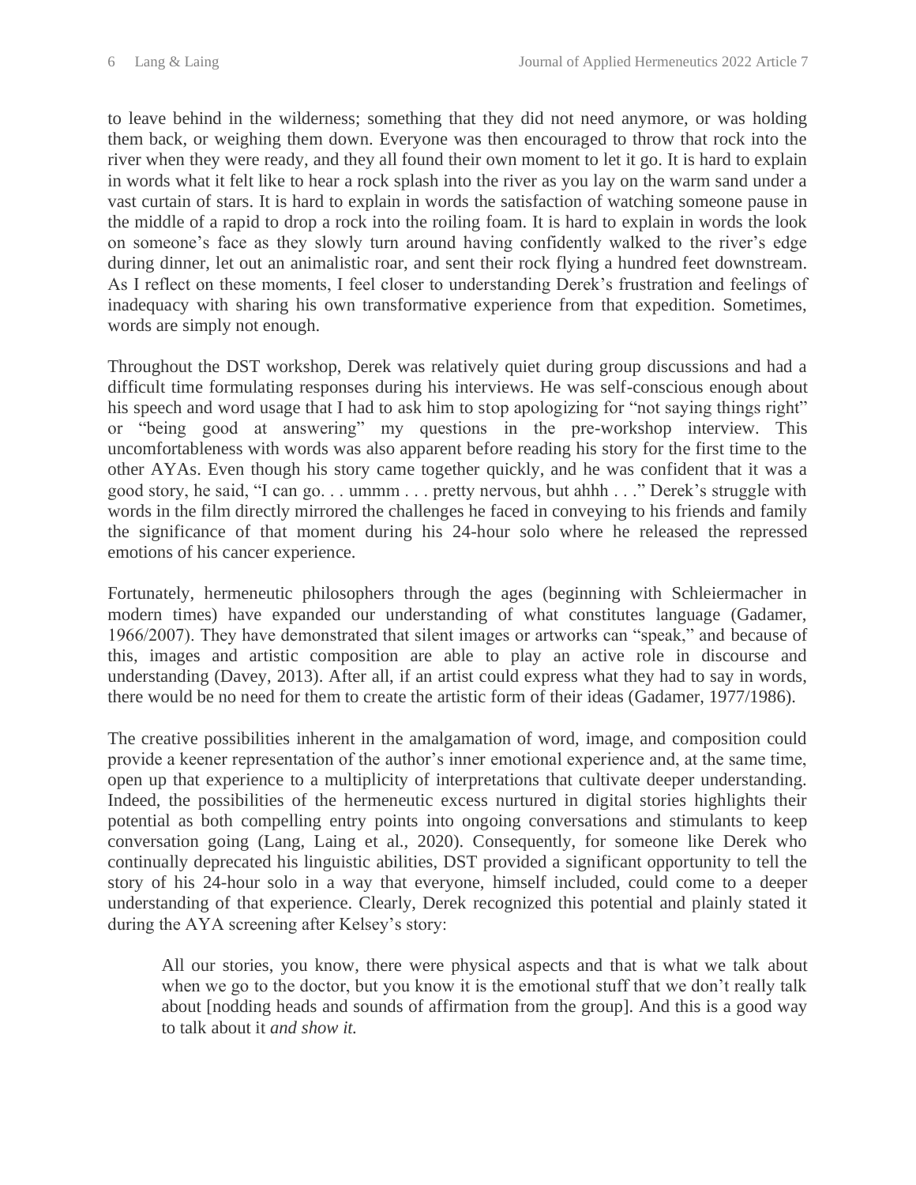to leave behind in the wilderness; something that they did not need anymore, or was holding them back, or weighing them down. Everyone was then encouraged to throw that rock into the river when they were ready, and they all found their own moment to let it go. It is hard to explain in words what it felt like to hear a rock splash into the river as you lay on the warm sand under a vast curtain of stars. It is hard to explain in words the satisfaction of watching someone pause in the middle of a rapid to drop a rock into the roiling foam. It is hard to explain in words the look on someone's face as they slowly turn around having confidently walked to the river's edge during dinner, let out an animalistic roar, and sent their rock flying a hundred feet downstream. As I reflect on these moments, I feel closer to understanding Derek's frustration and feelings of inadequacy with sharing his own transformative experience from that expedition. Sometimes, words are simply not enough.

Throughout the DST workshop, Derek was relatively quiet during group discussions and had a difficult time formulating responses during his interviews. He was self-conscious enough about his speech and word usage that I had to ask him to stop apologizing for "not saying things right" or "being good at answering" my questions in the pre-workshop interview. This uncomfortableness with words was also apparent before reading his story for the first time to the other AYAs. Even though his story came together quickly, and he was confident that it was a good story, he said, "I can go. . . ummm . . . pretty nervous, but ahhh . . ." Derek's struggle with words in the film directly mirrored the challenges he faced in conveying to his friends and family the significance of that moment during his 24-hour solo where he released the repressed emotions of his cancer experience.

Fortunately, hermeneutic philosophers through the ages (beginning with Schleiermacher in modern times) have expanded our understanding of what constitutes language (Gadamer, 1966/2007). They have demonstrated that silent images or artworks can "speak," and because of this, images and artistic composition are able to play an active role in discourse and understanding (Davey, 2013). After all, if an artist could express what they had to say in words, there would be no need for them to create the artistic form of their ideas (Gadamer, 1977/1986).

The creative possibilities inherent in the amalgamation of word, image, and composition could provide a keener representation of the author's inner emotional experience and, at the same time, open up that experience to a multiplicity of interpretations that cultivate deeper understanding. Indeed, the possibilities of the hermeneutic excess nurtured in digital stories highlights their potential as both compelling entry points into ongoing conversations and stimulants to keep conversation going (Lang, Laing et al., 2020). Consequently, for someone like Derek who continually deprecated his linguistic abilities, DST provided a significant opportunity to tell the story of his 24-hour solo in a way that everyone, himself included, could come to a deeper understanding of that experience. Clearly, Derek recognized this potential and plainly stated it during the AYA screening after Kelsey's story:

> All our stories, you know, there were physical aspects and that is what we talk about when we go to the doctor, but you know it is the emotional stuff that we don't really talk about [nodding heads and sounds of affirmation from the group]. And this is a good way to talk about it *and show it.*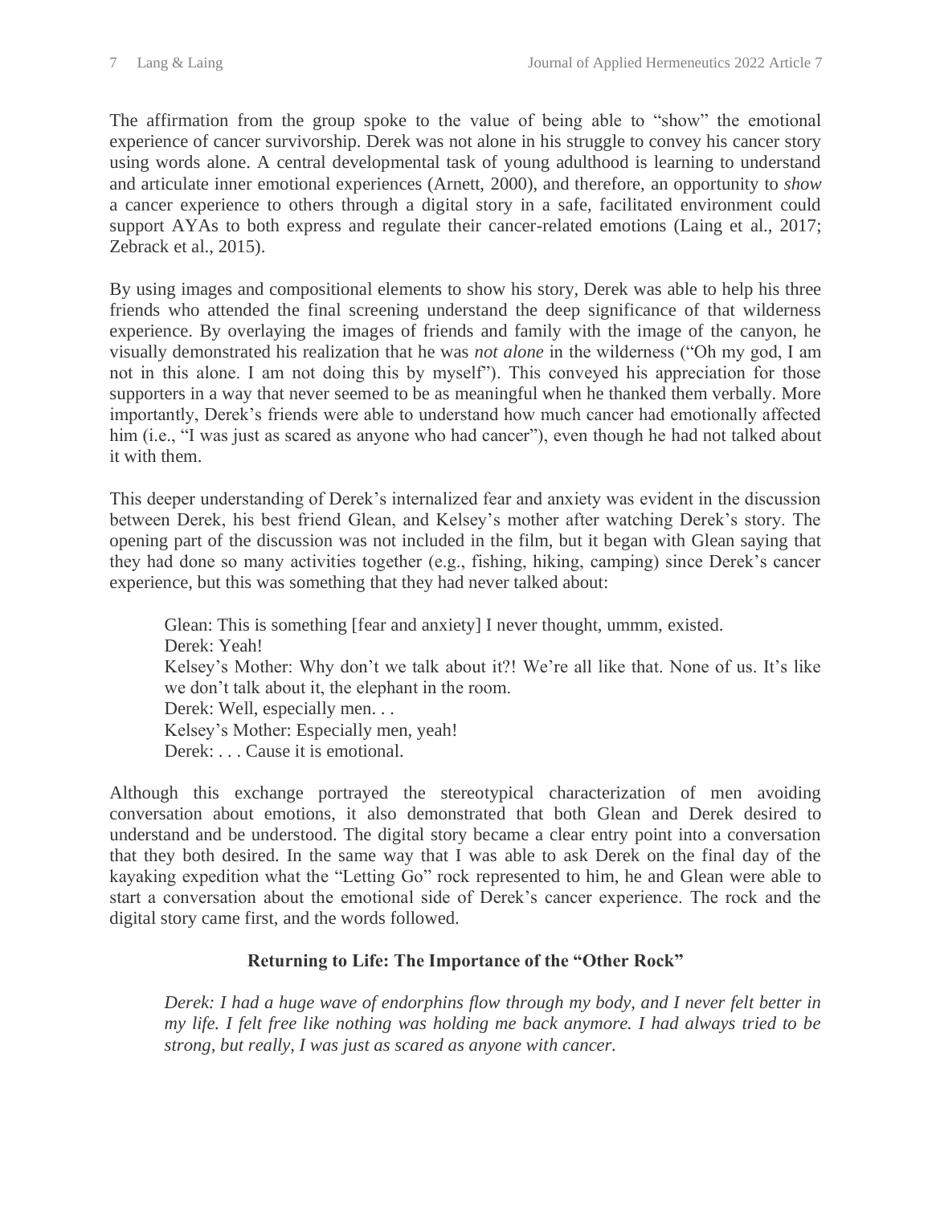The affirmation from the group spoke to the value of being able to "show" the emotional experience of cancer survivorship. Derek was not alone in his struggle to convey his cancer story using words alone. A central developmental task of young adulthood is learning to understand and articulate inner emotional experiences (Arnett, 2000), and therefore, an opportunity to *show* a cancer experience to others through a digital story in a safe, facilitated environment could support AYAs to both express and regulate their cancer-related emotions (Laing et al., 2017; Zebrack et al., 2015).

By using images and compositional elements to show his story, Derek was able to help his three friends who attended the final screening understand the deep significance of that wilderness experience. By overlaying the images of friends and family with the image of the canyon, he visually demonstrated his realization that he was *not alone* in the wilderness ("Oh my god, I am not in this alone. I am not doing this by myself"). This conveyed his appreciation for those supporters in a way that never seemed to be as meaningful when he thanked them verbally. More importantly, Derek's friends were able to understand how much cancer had emotionally affected him (i.e., "I was just as scared as anyone who had cancer"), even though he had not talked about it with them.

This deeper understanding of Derek's internalized fear and anxiety was evident in the discussion between Derek, his best friend Glean, and Kelsey's mother after watching Derek's story. The opening part of the discussion was not included in the film, but it began with Glean saying that they had done so many activities together (e.g., fishing, hiking, camping) since Derek's cancer experience, but this was something that they had never talked about:

> Glean: This is something [fear and anxiety] I never thought, ummm, existed.
> Derek: Yeah!
> Kelsey's Mother: Why don't we talk about it?! We're all like that. None of us. It's like we don't talk about it, the elephant in the room.
> Derek: Well, especially men. . .
> Kelsey's Mother: Especially men, yeah!
> Derek: . . . Cause it is emotional.

Although this exchange portrayed the stereotypical characterization of men avoiding conversation about emotions, it also demonstrated that both Glean and Derek desired to understand and be understood. The digital story became a clear entry point into a conversation that they both desired. In the same way that I was able to ask Derek on the final day of the kayaking expedition what the "Letting Go" rock represented to him, he and Glean were able to start a conversation about the emotional side of Derek's cancer experience. The rock and the digital story came first, and the words followed.

## Returning to Life: The Importance of the "Other Rock"

> *Derek: I had a huge wave of endorphins flow through my body, and I never felt better in my life. I felt free like nothing was holding me back anymore. I had always tried to be strong, but really, I was just as scared as anyone with cancer.*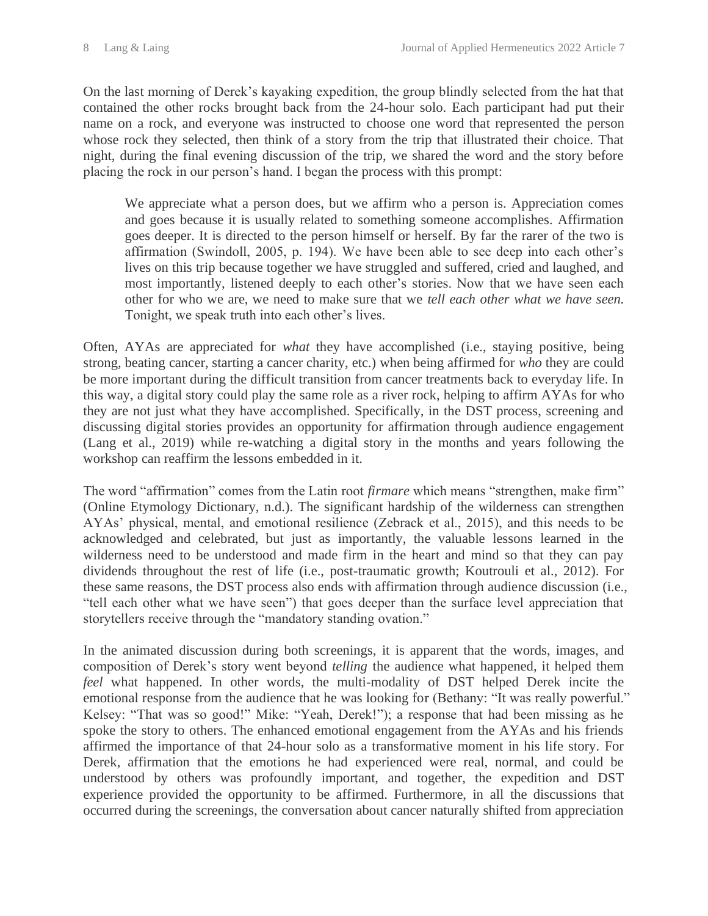On the last morning of Derek's kayaking expedition, the group blindly selected from the hat that contained the other rocks brought back from the 24-hour solo. Each participant had put their name on a rock, and everyone was instructed to choose one word that represented the person whose rock they selected, then think of a story from the trip that illustrated their choice. That night, during the final evening discussion of the trip, we shared the word and the story before placing the rock in our person's hand. I began the process with this prompt:

> We appreciate what a person does, but we affirm who a person is. Appreciation comes and goes because it is usually related to something someone accomplishes. Affirmation goes deeper. It is directed to the person himself or herself. By far the rarer of the two is affirmation (Swindoll, 2005, p. 194). We have been able to see deep into each other's lives on this trip because together we have struggled and suffered, cried and laughed, and most importantly, listened deeply to each other's stories. Now that we have seen each other for who we are, we need to make sure that we *tell each other what we have seen.* Tonight, we speak truth into each other's lives.

Often, AYAs are appreciated for *what* they have accomplished (i.e., staying positive, being strong, beating cancer, starting a cancer charity, etc.) when being affirmed for *who* they are could be more important during the difficult transition from cancer treatments back to everyday life. In this way, a digital story could play the same role as a river rock, helping to affirm AYAs for who they are not just what they have accomplished. Specifically, in the DST process, screening and discussing digital stories provides an opportunity for affirmation through audience engagement (Lang et al., 2019) while re-watching a digital story in the months and years following the workshop can reaffirm the lessons embedded in it.

The word "affirmation" comes from the Latin root *firmare* which means "strengthen, make firm" (Online Etymology Dictionary, n.d.). The significant hardship of the wilderness can strengthen AYAs' physical, mental, and emotional resilience (Zebrack et al., 2015), and this needs to be acknowledged and celebrated, but just as importantly, the valuable lessons learned in the wilderness need to be understood and made firm in the heart and mind so that they can pay dividends throughout the rest of life (i.e., post-traumatic growth; Koutrouli et al., 2012). For these same reasons, the DST process also ends with affirmation through audience discussion (i.e., "tell each other what we have seen") that goes deeper than the surface level appreciation that storytellers receive through the "mandatory standing ovation."

In the animated discussion during both screenings, it is apparent that the words, images, and composition of Derek's story went beyond *telling* the audience what happened, it helped them *feel* what happened. In other words, the multi-modality of DST helped Derek incite the emotional response from the audience that he was looking for (Bethany: "It was really powerful." Kelsey: "That was so good!" Mike: "Yeah, Derek!"); a response that had been missing as he spoke the story to others. The enhanced emotional engagement from the AYAs and his friends affirmed the importance of that 24-hour solo as a transformative moment in his life story. For Derek, affirmation that the emotions he had experienced were real, normal, and could be understood by others was profoundly important, and together, the expedition and DST experience provided the opportunity to be affirmed. Furthermore, in all the discussions that occurred during the screenings, the conversation about cancer naturally shifted from appreciation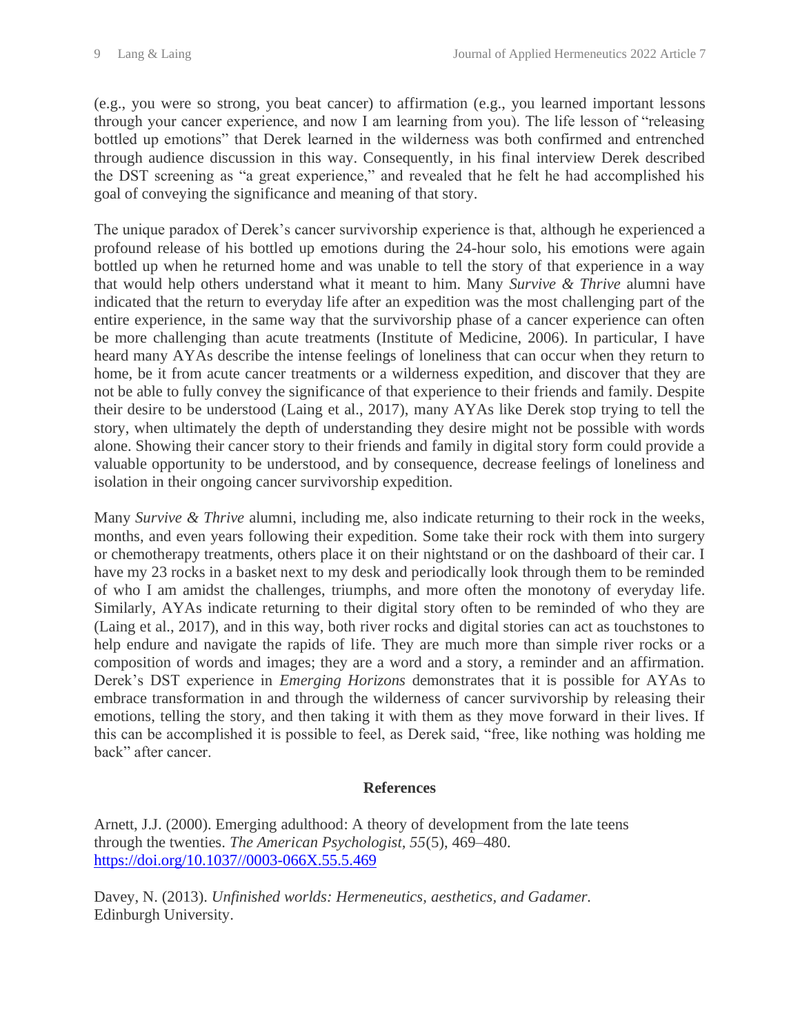(e.g., you were so strong, you beat cancer) to affirmation (e.g., you learned important lessons through your cancer experience, and now I am learning from you). The life lesson of "releasing bottled up emotions" that Derek learned in the wilderness was both confirmed and entrenched through audience discussion in this way. Consequently, in his final interview Derek described the DST screening as "a great experience," and revealed that he felt he had accomplished his goal of conveying the significance and meaning of that story.

The unique paradox of Derek's cancer survivorship experience is that, although he experienced a profound release of his bottled up emotions during the 24-hour solo, his emotions were again bottled up when he returned home and was unable to tell the story of that experience in a way that would help others understand what it meant to him. Many *Survive & Thrive* alumni have indicated that the return to everyday life after an expedition was the most challenging part of the entire experience, in the same way that the survivorship phase of a cancer experience can often be more challenging than acute treatments (Institute of Medicine, 2006). In particular, I have heard many AYAs describe the intense feelings of loneliness that can occur when they return to home, be it from acute cancer treatments or a wilderness expedition, and discover that they are not be able to fully convey the significance of that experience to their friends and family. Despite their desire to be understood (Laing et al., 2017), many AYAs like Derek stop trying to tell the story, when ultimately the depth of understanding they desire might not be possible with words alone. Showing their cancer story to their friends and family in digital story form could provide a valuable opportunity to be understood, and by consequence, decrease feelings of loneliness and isolation in their ongoing cancer survivorship expedition.

Many *Survive & Thrive* alumni, including me, also indicate returning to their rock in the weeks, months, and even years following their expedition. Some take their rock with them into surgery or chemotherapy treatments, others place it on their nightstand or on the dashboard of their car. I have my 23 rocks in a basket next to my desk and periodically look through them to be reminded of who I am amidst the challenges, triumphs, and more often the monotony of everyday life. Similarly, AYAs indicate returning to their digital story often to be reminded of who they are (Laing et al., 2017), and in this way, both river rocks and digital stories can act as touchstones to help endure and navigate the rapids of life. They are much more than simple river rocks or a composition of words and images; they are a word and a story, a reminder and an affirmation. Derek's DST experience in *Emerging Horizons* demonstrates that it is possible for AYAs to embrace transformation in and through the wilderness of cancer survivorship by releasing their emotions, telling the story, and then taking it with them as they move forward in their lives. If this can be accomplished it is possible to feel, as Derek said, "free, like nothing was holding me back" after cancer.

## References

Arnett, J.J. (2000). Emerging adulthood: A theory of development from the late teens through the twenties. *The American Psychologist, 55*(5), 469–480. https://doi.org/10.1037//0003-066X.55.5.469

Davey, N. (2013). *Unfinished worlds: Hermeneutics, aesthetics, and Gadamer.* Edinburgh University.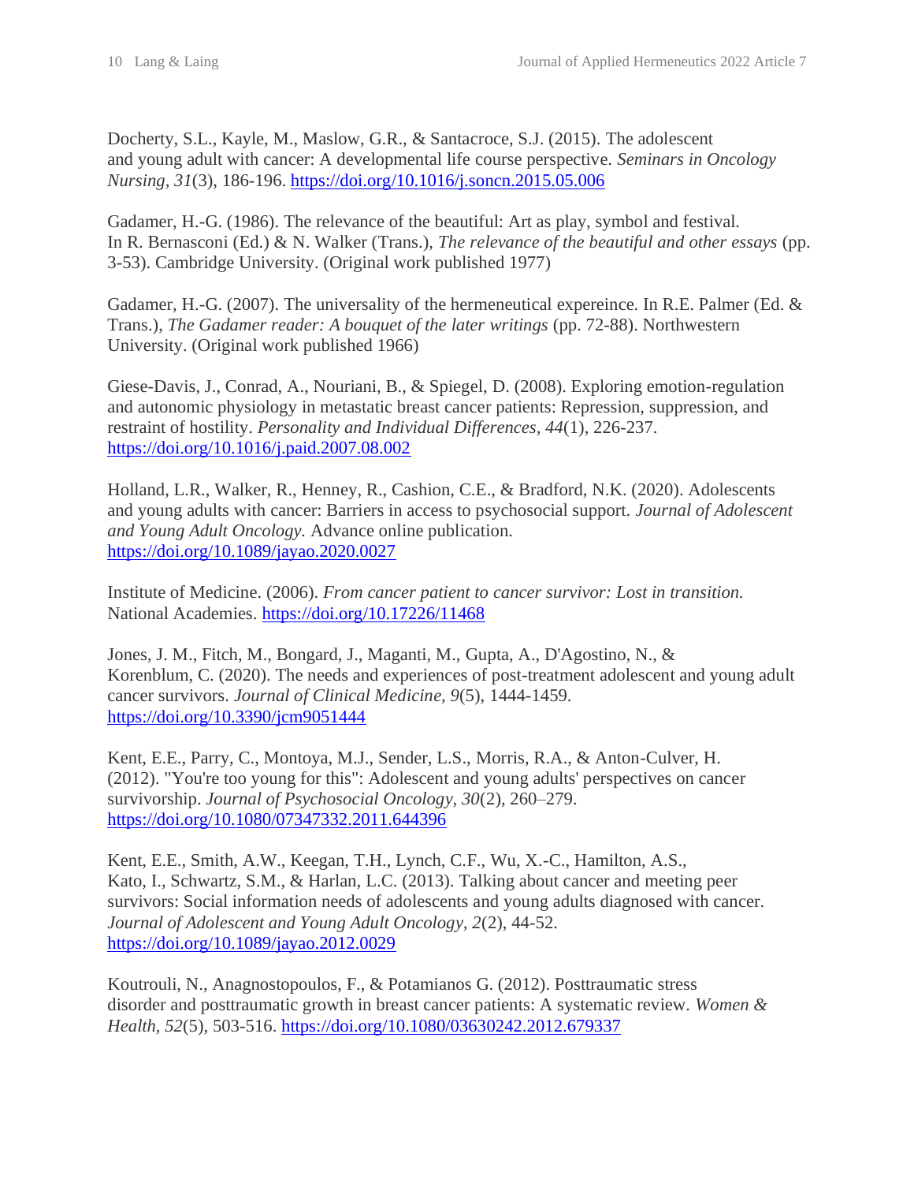Docherty, S.L., Kayle, M., Maslow, G.R., & Santacroce, S.J. (2015). The adolescent and young adult with cancer: A developmental life course perspective. *Seminars in Oncology Nursing*, *31*(3), 186-196. https://doi.org/10.1016/j.soncn.2015.05.006

Gadamer, H.-G. (1986). The relevance of the beautiful: Art as play, symbol and festival. In R. Bernasconi (Ed.) & N. Walker (Trans.), *The relevance of the beautiful and other essays* (pp. 3-53). Cambridge University. (Original work published 1977)

Gadamer, H.-G. (2007). The universality of the hermeneutical expereince. In R.E. Palmer (Ed. & Trans.), *The Gadamer reader: A bouquet of the later writings* (pp. 72-88). Northwestern University. (Original work published 1966)

Giese-Davis, J., Conrad, A., Nouriani, B., & Spiegel, D. (2008). Exploring emotion-regulation and autonomic physiology in metastatic breast cancer patients: Repression, suppression, and restraint of hostility. *Personality and Individual Differences*, *44*(1), 226-237. https://doi.org/10.1016/j.paid.2007.08.002

Holland, L.R., Walker, R., Henney, R., Cashion, C.E., & Bradford, N.K. (2020). Adolescents and young adults with cancer: Barriers in access to psychosocial support. *Journal of Adolescent and Young Adult Oncology.* Advance online publication. https://doi.org/10.1089/jayao.2020.0027

Institute of Medicine. (2006). *From cancer patient to cancer survivor: Lost in transition.* National Academies. https://doi.org/10.17226/11468

Jones, J. M., Fitch, M., Bongard, J., Maganti, M., Gupta, A., D'Agostino, N., & Korenblum, C. (2020). The needs and experiences of post-treatment adolescent and young adult cancer survivors. *Journal of Clinical Medicine*, *9*(5), 1444-1459. https://doi.org/10.3390/jcm9051444

Kent, E.E., Parry, C., Montoya, M.J., Sender, L.S., Morris, R.A., & Anton-Culver, H. (2012). "You're too young for this": Adolescent and young adults' perspectives on cancer survivorship. *Journal of Psychosocial Oncology*, *30*(2), 260–279. https://doi.org/10.1080/07347332.2011.644396

Kent, E.E., Smith, A.W., Keegan, T.H., Lynch, C.F., Wu, X.-C., Hamilton, A.S., Kato, I., Schwartz, S.M., & Harlan, L.C. (2013). Talking about cancer and meeting peer survivors: Social information needs of adolescents and young adults diagnosed with cancer. *Journal of Adolescent and Young Adult Oncology*, *2*(2), 44-52. https://doi.org/10.1089/jayao.2012.0029

Koutrouli, N., Anagnostopoulos, F., & Potamianos G. (2012). Posttraumatic stress disorder and posttraumatic growth in breast cancer patients: A systematic review. *Women & Health*, *52*(5), 503-516. https://doi.org/10.1080/03630242.2012.679337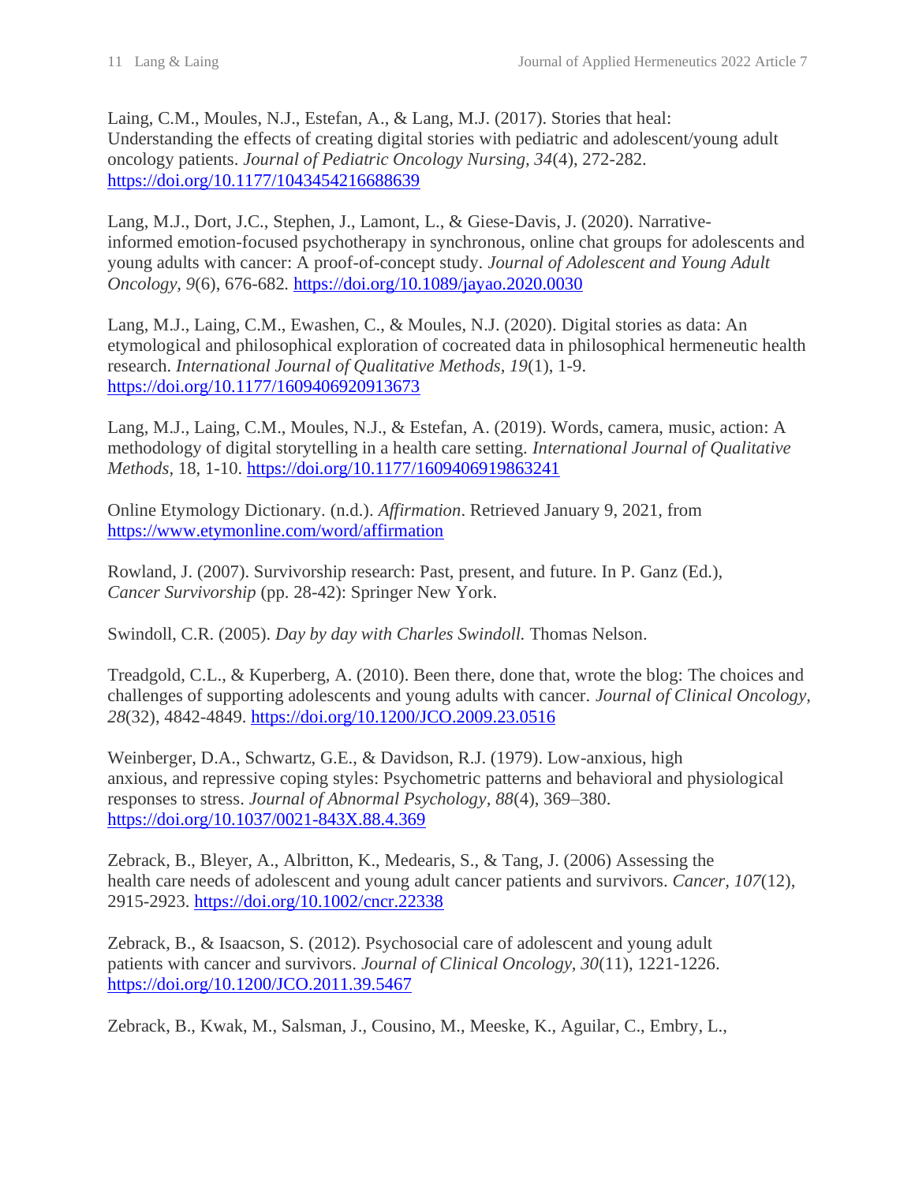Laing, C.M., Moules, N.J., Estefan, A., & Lang, M.J. (2017). Stories that heal: Understanding the effects of creating digital stories with pediatric and adolescent/young adult oncology patients. *Journal of Pediatric Oncology Nursing, 34*(4), 272-282. https://doi.org/10.1177/1043454216688639

Lang, M.J., Dort, J.C., Stephen, J., Lamont, L., & Giese-Davis, J. (2020). Narrative-informed emotion-focused psychotherapy in synchronous, online chat groups for adolescents and young adults with cancer: A proof-of-concept study. *Journal of Adolescent and Young Adult Oncology, 9*(6), 676-682. https://doi.org/10.1089/jayao.2020.0030

Lang, M.J., Laing, C.M., Ewashen, C., & Moules, N.J. (2020). Digital stories as data: An etymological and philosophical exploration of cocreated data in philosophical hermeneutic health research. *International Journal of Qualitative Methods, 19*(1), 1-9. https://doi.org/10.1177/1609406920913673

Lang, M.J., Laing, C.M., Moules, N.J., & Estefan, A. (2019). Words, camera, music, action: A methodology of digital storytelling in a health care setting. *International Journal of Qualitative Methods,* 18, 1-10. https://doi.org/10.1177/1609406919863241

Online Etymology Dictionary. (n.d.). *Affirmation*. Retrieved January 9, 2021, from https://www.etymonline.com/word/affirmation

Rowland, J. (2007). Survivorship research: Past, present, and future. In P. Ganz (Ed.), *Cancer Survivorship* (pp. 28-42): Springer New York.

Swindoll, C.R. (2005). *Day by day with Charles Swindoll.* Thomas Nelson.

Treadgold, C.L., & Kuperberg, A. (2010). Been there, done that, wrote the blog: The choices and challenges of supporting adolescents and young adults with cancer. *Journal of Clinical Oncology, 28*(32), 4842-4849. https://doi.org/10.1200/JCO.2009.23.0516

Weinberger, D.A., Schwartz, G.E., & Davidson, R.J. (1979). Low-anxious, high anxious, and repressive coping styles: Psychometric patterns and behavioral and physiological responses to stress. *Journal of Abnormal Psychology, 88*(4), 369–380. https://doi.org/10.1037/0021-843X.88.4.369

Zebrack, B., Bleyer, A., Albritton, K., Medearis, S., & Tang, J. (2006) Assessing the health care needs of adolescent and young adult cancer patients and survivors. *Cancer, 107*(12), 2915-2923. https://doi.org/10.1002/cncr.22338

Zebrack, B., & Isaacson, S. (2012). Psychosocial care of adolescent and young adult patients with cancer and survivors. *Journal of Clinical Oncology, 30*(11), 1221-1226. https://doi.org/10.1200/JCO.2011.39.5467

Zebrack, B., Kwak, M., Salsman, J., Cousino, M., Meeske, K., Aguilar, C., Embry, L.,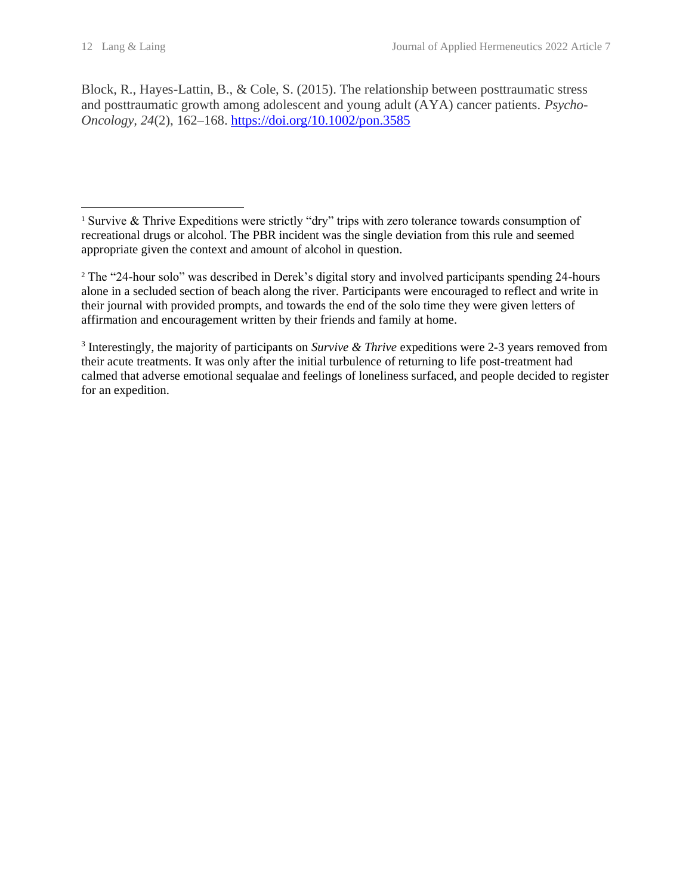Block, R., Hayes-Lattin, B., & Cole, S. (2015). The relationship between posttraumatic stress and posttraumatic growth among adolescent and young adult (AYA) cancer patients. *Psycho-Oncology*, *24*(2), 162–168. https://doi.org/10.1002/pon.3585

---

[1] Survive & Thrive Expeditions were strictly "dry" trips with zero tolerance towards consumption of recreational drugs or alcohol. The PBR incident was the single deviation from this rule and seemed appropriate given the context and amount of alcohol in question.

[2] The "24-hour solo" was described in Derek's digital story and involved participants spending 24-hours alone in a secluded section of beach along the river. Participants were encouraged to reflect and write in their journal with provided prompts, and towards the end of the solo time they were given letters of affirmation and encouragement written by their friends and family at home.

[3] Interestingly, the majority of participants on *Survive & Thrive* expeditions were 2-3 years removed from their acute treatments. It was only after the initial turbulence of returning to life post-treatment had calmed that adverse emotional sequalae and feelings of loneliness surfaced, and people decided to register for an expedition.